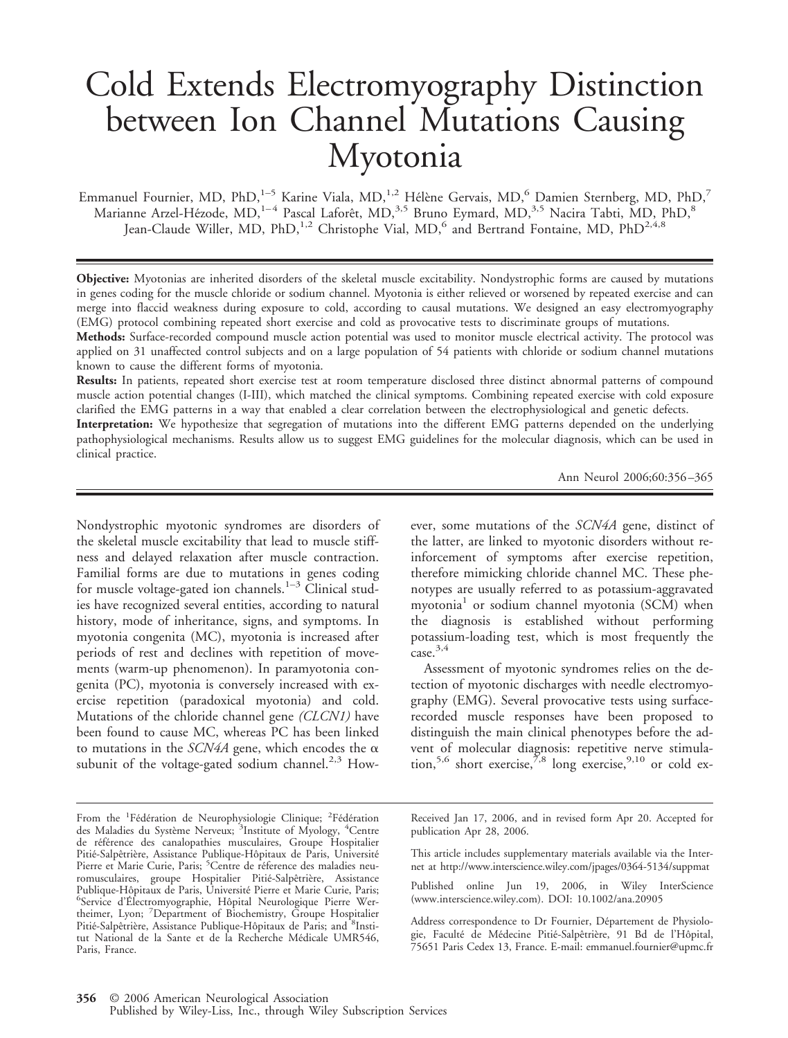# Cold Extends Electromyography Distinction between Ion Channel Mutations Causing Myotonia

Emmanuel Fournier, MD, PhD,[1–5] Karine Viala, MD,[1,2] Hélène Gervais, MD,[6] Damien Sternberg, MD, PhD,[7] Marianne Arzel-Hézode, MD,[1–4] Pascal Laforêt, MD,[3,5] Bruno Eymard, MD,[3,5] Nacira Tabti, MD, PhD,[8] Jean-Claude Willer, MD, PhD,[1,2] Christophe Vial, MD,[6] and Bertrand Fontaine, MD, PhD[2,4,8]

**Objective:** Myotonias are inherited disorders of the skeletal muscle excitability. Nondystrophic forms are caused by mutations in genes coding for the muscle chloride or sodium channel. Myotonia is either relieved or worsened by repeated exercise and can merge into flaccid weakness during exposure to cold, according to causal mutations. We designed an easy electromyography (EMG) protocol combining repeated short exercise and cold as provocative tests to discriminate groups of mutations.

**Methods:** Surface-recorded compound muscle action potential was used to monitor muscle electrical activity. The protocol was applied on 31 unaffected control subjects and on a large population of 54 patients with chloride or sodium channel mutations known to cause the different forms of myotonia.

**Results:** In patients, repeated short exercise test at room temperature disclosed three distinct abnormal patterns of compound muscle action potential changes (I-III), which matched the clinical symptoms. Combining repeated exercise with cold exposure clarified the EMG patterns in a way that enabled a clear correlation between the electrophysiological and genetic defects.

**Interpretation:** We hypothesize that segregation of mutations into the different EMG patterns depended on the underlying pathophysiological mechanisms. Results allow us to suggest EMG guidelines for the molecular diagnosis, which can be used in clinical practice.

Ann Neurol 2006;60:356–365

Nondystrophic myotonic syndromes are disorders of the skeletal muscle excitability that lead to muscle stiffness and delayed relaxation after muscle contraction. Familial forms are due to mutations in genes coding for muscle voltage-gated ion channels.[1–3] Clinical studies have recognized several entities, according to natural history, mode of inheritance, signs, and symptoms. In myotonia congenita (MC), myotonia is increased after periods of rest and declines with repetition of movements (warm-up phenomenon). In paramyotonia congenita (PC), myotonia is conversely increased with exercise repetition (paradoxical myotonia) and cold. Mutations of the chloride channel gene *(CLCN1)* have been found to cause MC, whereas PC has been linked to mutations in the *SCN4A* gene, which encodes the α subunit of the voltage-gated sodium channel.[2,3] However, some mutations of the *SCN4A* gene, distinct of the latter, are linked to myotonic disorders without reinforcement of symptoms after exercise repetition, therefore mimicking chloride channel MC. These phenotypes are usually referred to as potassium-aggravated myotonia[1] or sodium channel myotonia (SCM) when the diagnosis is established without performing potassium-loading test, which is most frequently the case.[3,4]

Assessment of myotonic syndromes relies on the detection of myotonic discharges with needle electromyography (EMG). Several provocative tests using surface-recorded muscle responses have been proposed to distinguish the main clinical phenotypes before the advent of molecular diagnosis: repetitive nerve stimulation,[5,6] short exercise,[7,8] long exercise,[9,10] or cold ex-

From the [1]Fédération de Neurophysiologie Clinique; [2]Fédération des Maladies du Système Nerveux; [3]Institute of Myology, [4]Centre de référence des canalopathies musculaires, Groupe Hospitalier Pitié-Salpêtrière, Assistance Publique-Hôpitaux de Paris, Université Pierre et Marie Curie, Paris; [5]Centre de réference des maladies neuromusculaires, groupe Hospitalier Pitié-Salpêtrière, Assistance Publique-Hôpitaux de Paris, Université Pierre et Marie Curie, Paris; [6]Service d'Électromyographie, Hôpital Neurologique Pierre Wertheimer, Lyon; [7]Department of Biochemistry, Groupe Hospitalier Pitié-Salpêtrière, Assistance Publique-Hôpitaux de Paris; and [8]Institut National de la Sante et de la Recherche Médicale UMR546, Paris, France.

Received Jan 17, 2006, and in revised form Apr 20. Accepted for publication Apr 28, 2006.

This article includes supplementary materials available via the Internet at http://www.interscience.wiley.com/jpages/0364-5134/suppmat

Published online Jun 19, 2006, in Wiley InterScience (www.interscience.wiley.com). DOI: 10.1002/ana.20905

Address correspondence to Dr Fournier, Département de Physiologie, Faculté de Médecine Pitié-Salpêtrière, 91 Bd de l'Hôpital, 75651 Paris Cedex 13, France. E-mail: emmanuel.fournier@upmc.fr

© 2006 American Neurological Association
Published by Wiley-Liss, Inc., through Wiley Subscription Services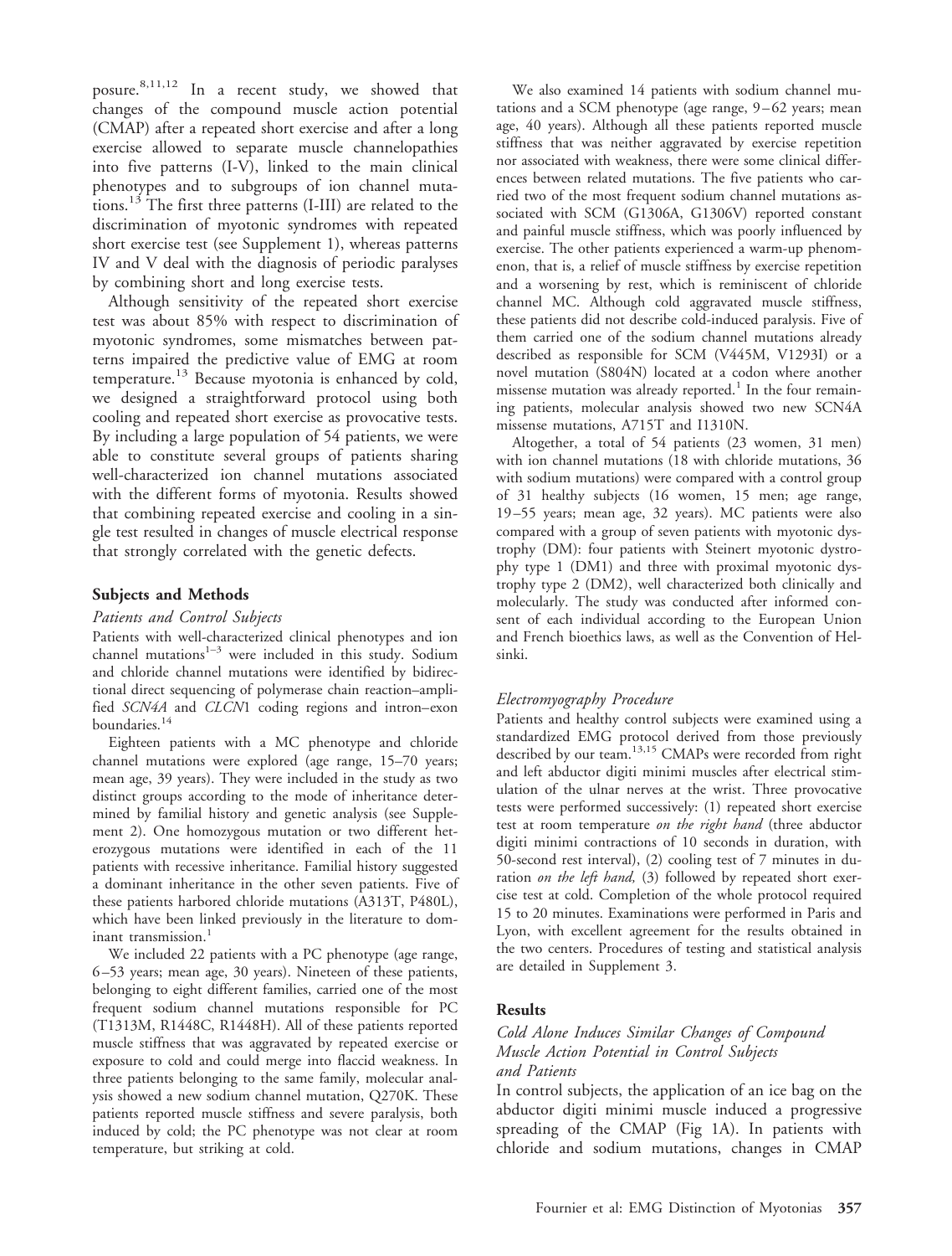posure.[8,11,12] In a recent study, we showed that changes of the compound muscle action potential (CMAP) after a repeated short exercise and after a long exercise allowed to separate muscle channelopathies into five patterns (I-V), linked to the main clinical phenotypes and to subgroups of ion channel mutations.[13] The first three patterns (I-III) are related to the discrimination of myotonic syndromes with repeated short exercise test (see Supplement 1), whereas patterns IV and V deal with the diagnosis of periodic paralyses by combining short and long exercise tests.

Although sensitivity of the repeated short exercise test was about 85% with respect to discrimination of myotonic syndromes, some mismatches between patterns impaired the predictive value of EMG at room temperature.[13] Because myotonia is enhanced by cold, we designed a straightforward protocol using both cooling and repeated short exercise as provocative tests. By including a large population of 54 patients, we were able to constitute several groups of patients sharing well-characterized ion channel mutations associated with the different forms of myotonia. Results showed that combining repeated exercise and cooling in a single test resulted in changes of muscle electrical response that strongly correlated with the genetic defects.

## Subjects and Methods

### Patients and Control Subjects

Patients with well-characterized clinical phenotypes and ion channel mutations[1–3] were included in this study. Sodium and chloride channel mutations were identified by bidirectional direct sequencing of polymerase chain reaction–amplified *SCN4A* and *CLCN*1 coding regions and intron–exon boundaries.[14]

Eighteen patients with a MC phenotype and chloride channel mutations were explored (age range, 15–70 years; mean age, 39 years). They were included in the study as two distinct groups according to the mode of inheritance determined by familial history and genetic analysis (see Supplement 2). One homozygous mutation or two different heterozygous mutations were identified in each of the 11 patients with recessive inheritance. Familial history suggested a dominant inheritance in the other seven patients. Five of these patients harbored chloride mutations (A313T, P480L), which have been linked previously in the literature to dominant transmission.[1]

We included 22 patients with a PC phenotype (age range, 6–53 years; mean age, 30 years). Nineteen of these patients, belonging to eight different families, carried one of the most frequent sodium channel mutations responsible for PC (T1313M, R1448C, R1448H). All of these patients reported muscle stiffness that was aggravated by repeated exercise or exposure to cold and could merge into flaccid weakness. In three patients belonging to the same family, molecular analysis showed a new sodium channel mutation, Q270K. These patients reported muscle stiffness and severe paralysis, both induced by cold; the PC phenotype was not clear at room temperature, but striking at cold.

We also examined 14 patients with sodium channel mutations and a SCM phenotype (age range, 9–62 years; mean age, 40 years). Although all these patients reported muscle stiffness that was neither aggravated by exercise repetition nor associated with weakness, there were some clinical differences between related mutations. The five patients who carried two of the most frequent sodium channel mutations associated with SCM (G1306A, G1306V) reported constant and painful muscle stiffness, which was poorly influenced by exercise. The other patients experienced a warm-up phenomenon, that is, a relief of muscle stiffness by exercise repetition and a worsening by rest, which is reminiscent of chloride channel MC. Although cold aggravated muscle stiffness, these patients did not describe cold-induced paralysis. Five of them carried one of the sodium channel mutations already described as responsible for SCM (V445M, V1293I) or a novel mutation (S804N) located at a codon where another missense mutation was already reported.[1] In the four remaining patients, molecular analysis showed two new SCN4A missense mutations, A715T and I1310N.

Altogether, a total of 54 patients (23 women, 31 men) with ion channel mutations (18 with chloride mutations, 36 with sodium mutations) were compared with a control group of 31 healthy subjects (16 women, 15 men; age range, 19–55 years; mean age, 32 years). MC patients were also compared with a group of seven patients with myotonic dystrophy (DM): four patients with Steinert myotonic dystrophy type 1 (DM1) and three with proximal myotonic dystrophy type 2 (DM2), well characterized both clinically and molecularly. The study was conducted after informed consent of each individual according to the European Union and French bioethics laws, as well as the Convention of Helsinki.

### Electromyography Procedure

Patients and healthy control subjects were examined using a standardized EMG protocol derived from those previously described by our team.[13,15] CMAPs were recorded from right and left abductor digiti minimi muscles after electrical stimulation of the ulnar nerves at the wrist. Three provocative tests were performed successively: (1) repeated short exercise test at room temperature *on the right hand* (three abductor digiti minimi contractions of 10 seconds in duration, with 50-second rest interval), (2) cooling test of 7 minutes in duration *on the left hand,* (3) followed by repeated short exercise test at cold. Completion of the whole protocol required 15 to 20 minutes. Examinations were performed in Paris and Lyon, with excellent agreement for the results obtained in the two centers. Procedures of testing and statistical analysis are detailed in Supplement 3.

## Results

### Cold Alone Induces Similar Changes of Compound Muscle Action Potential in Control Subjects and Patients

In control subjects, the application of an ice bag on the abductor digiti minimi muscle induced a progressive spreading of the CMAP (Fig 1A). In patients with chloride and sodium mutations, changes in CMAP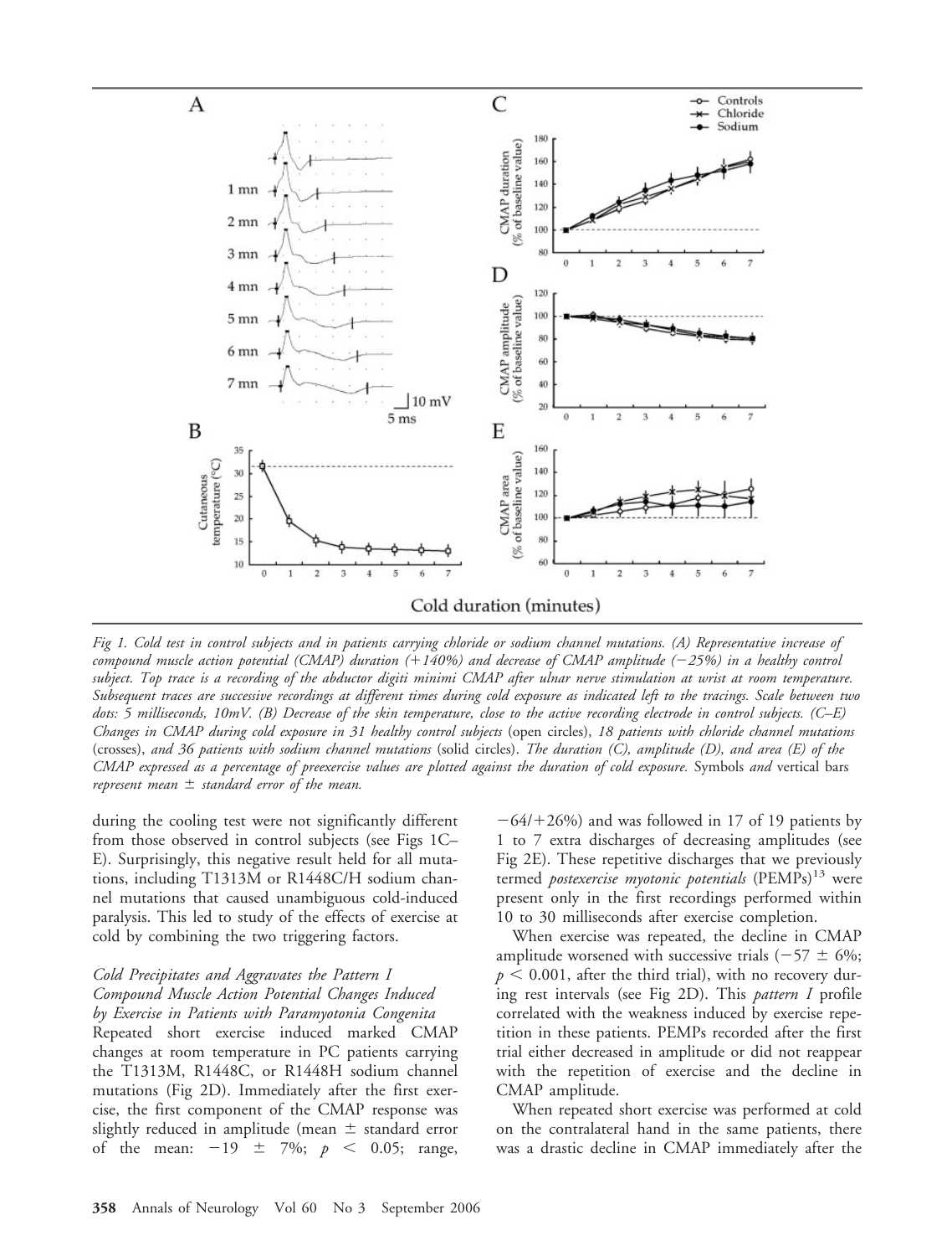*Fig 1. Cold test in control subjects and in patients carrying chloride or sodium channel mutations. (A) Representative increase of compound muscle action potential (CMAP) duration (+140%) and decrease of CMAP amplitude (−25%) in a healthy control subject. Top trace is a recording of the abductor digiti minimi CMAP after ulnar nerve stimulation at wrist at room temperature. Subsequent traces are successive recordings at different times during cold exposure as indicated left to the tracings. Scale between two dots: 5 milliseconds, 10mV. (B) Decrease of the skin temperature, close to the active recording electrode in control subjects. (C–E) Changes in CMAP during cold exposure in 31 healthy control subjects* (open circles), *18 patients with chloride channel mutations* (crosses), *and 36 patients with sodium channel mutations* (solid circles). *The duration (C), amplitude (D), and area (E) of the CMAP expressed as a percentage of preexercise values are plotted against the duration of cold exposure.* Symbols *and* vertical bars *represent mean ± standard error of the mean.*

during the cooling test were not significantly different from those observed in control subjects (see Figs 1C–E). Surprisingly, this negative result held for all mutations, including T1313M or R1448C/H sodium channel mutations that caused unambiguous cold-induced paralysis. This led to study of the effects of exercise at cold by combining the two triggering factors.

### *Cold Precipitates and Aggravates the Pattern I Compound Muscle Action Potential Changes Induced by Exercise in Patients with Paramyotonia Congenita*

Repeated short exercise induced marked CMAP changes at room temperature in PC patients carrying the T1313M, R1448C, or R1448H sodium channel mutations (Fig 2D). Immediately after the first exercise, the first component of the CMAP response was slightly reduced in amplitude (mean ± standard error of the mean: −19 ± 7%; $p < 0.05$; range, −64/+26%) and was followed in 17 of 19 patients by 1 to 7 extra discharges of decreasing amplitudes (see Fig 2E). These repetitive discharges that we previously termed *postexercise myotonic potentials* (PEMPs)[13] were present only in the first recordings performed within 10 to 30 milliseconds after exercise completion.

When exercise was repeated, the decline in CMAP amplitude worsened with successive trials (−57 ± 6%; $p < 0.001$, after the third trial), with no recovery during rest intervals (see Fig 2D). This *pattern I* profile correlated with the weakness induced by exercise repetition in these patients. PEMPs recorded after the first trial either decreased in amplitude or did not reappear with the repetition of exercise and the decline in CMAP amplitude.

When repeated short exercise was performed at cold on the contralateral hand in the same patients, there was a drastic decline in CMAP immediately after the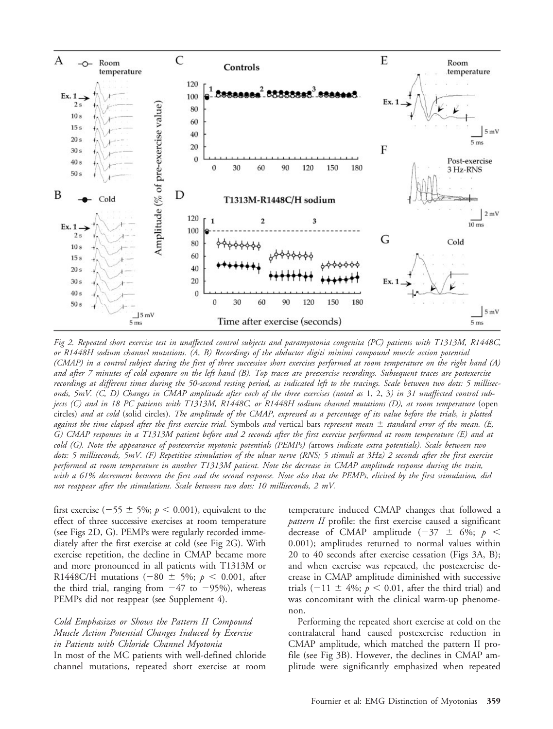Fig 2. Repeated short exercise test in unaffected control subjects and paramyotonia congenita (PC) patients with T1313M, R1448C, or R1448H sodium channel mutations. (A, B) Recordings of the abductor digiti minimi compound muscle action potential (CMAP) in a control subject during the first of three successive short exercises performed at room temperature on the right hand (A) and after 7 minutes of cold exposure on the left hand (B). Top traces are preexercise recordings. Subsequent traces are postexercise recordings at different times during the 50-second resting period, as indicated left to the tracings. Scale between two dots: 5 milliseconds, 5mV. (C, D) Changes in CMAP amplitude after each of the three exercises (noted as 1, 2, 3) in 31 unaffected control subjects (C) and in 18 PC patients with T1313M, R1448C, or R1448H sodium channel mutations (D), at room temperature (open circles) and at cold (solid circles). The amplitude of the CMAP, expressed as a percentage of its value before the trials, is plotted against the time elapsed after the first exercise trial. Symbols and vertical bars represent mean ± standard error of the mean. (E, G) CMAP responses in a T1313M patient before and 2 seconds after the first exercise performed at room temperature (E) and at cold (G). Note the appearance of postexercise myotonic potentials (PEMPs) (arrows indicate extra potentials). Scale between two dots: 5 milliseconds, 5mV. (F) Repetitive stimulation of the ulnar nerve (RNS; 5 stimuli at 3Hz) 2 seconds after the first exercise performed at room temperature in another T1313M patient. Note the decrease in CMAP amplitude response during the train, with a 61% decrement between the first and the second response. Note also that the PEMPs, elicited by the first stimulation, did not reappear after the stimulations. Scale between two dots: 10 milliseconds, 2 mV.

first exercise ($-55 \pm 5\%$; $p < 0.001$), equivalent to the effect of three successive exercises at room temperature (see Figs 2D, G). PEMPs were regularly recorded immediately after the first exercise at cold (see Fig 2G). With exercise repetition, the decline in CMAP became more and more pronounced in all patients with T1313M or R1448C/H mutations ($-80 \pm 5\%$; $p < 0.001$, after the third trial, ranging from $-47$ to $-95\%$), whereas PEMPs did not reappear (see Supplement 4).

*Cold Emphasizes or Shows the Pattern II Compound Muscle Action Potential Changes Induced by Exercise in Patients with Chloride Channel Myotonia*

In most of the MC patients with well-defined chloride channel mutations, repeated short exercise at room temperature induced CMAP changes that followed a *pattern II* profile: the first exercise caused a significant decrease of CMAP amplitude ($-37 \pm 6\%$; $p < 0.001$); amplitudes returned to normal values within 20 to 40 seconds after exercise cessation (Figs 3A, B); and when exercise was repeated, the postexercise decrease in CMAP amplitude diminished with successive trials ($-11 \pm 4\%$; $p < 0.01$, after the third trial) and was concomitant with the clinical warm-up phenomenon.

Performing the repeated short exercise at cold on the contralateral hand caused postexercise reduction in CMAP amplitude, which matched the pattern II profile (see Fig 3B). However, the declines in CMAP amplitude were significantly emphasized when repeated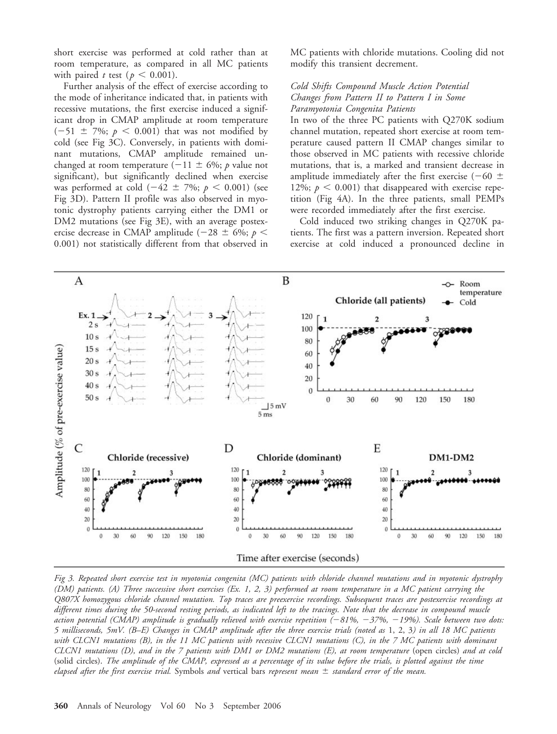short exercise was performed at cold rather than at room temperature, as compared in all MC patients with paired *t* test ($p < 0.001$).

Further analysis of the effect of exercise according to the mode of inheritance indicated that, in patients with recessive mutations, the first exercise induced a significant drop in CMAP amplitude at room temperature ($-51 \pm 7\%$; $p < 0.001$) that was not modified by cold (see Fig 3C). Conversely, in patients with dominant mutations, CMAP amplitude remained unchanged at room temperature ($-11 \pm 6\%$; *p* value not significant), but significantly declined when exercise was performed at cold ($-42 \pm 7\%$; $p < 0.001$) (see Fig 3D). Pattern II profile was also observed in myotonic dystrophy patients carrying either the DM1 or DM2 mutations (see Fig 3E), with an average postexercise decrease in CMAP amplitude ($-28 \pm 6\%$; $p < 0.001$) not statistically different from that observed in MC patients with chloride mutations. Cooling did not modify this transient decrement.

### *Cold Shifts Compound Muscle Action Potential Changes from Pattern II to Pattern I in Some Paramyotonia Congenita Patients*

In two of the three PC patients with Q270K sodium channel mutation, repeated short exercise at room temperature caused pattern II CMAP changes similar to those observed in MC patients with recessive chloride mutations, that is, a marked and transient decrease in amplitude immediately after the first exercise ($-60 \pm 12\%$; $p < 0.001$) that disappeared with exercise repetition (Fig 4A). In the three patients, small PEMPs were recorded immediately after the first exercise.

Cold induced two striking changes in Q270K patients. The first was a pattern inversion. Repeated short exercise at cold induced a pronounced decline in

*Fig 3. Repeated short exercise test in myotonia congenita (MC) patients with chloride channel mutations and in myotonic dystrophy (DM) patients. (A) Three successive short exercises (Ex. 1, 2, 3) performed at room temperature in a MC patient carrying the Q807X homozygous chloride channel mutation. Top traces are preexercise recordings. Subsequent traces are postexercise recordings at different times during the 50-second resting periods, as indicated left to the tracings. Note that the decrease in compound muscle action potential (CMAP) amplitude is gradually relieved with exercise repetition (−81%, −37%, −19%). Scale between two dots: 5 milliseconds, 5mV. (B–E) Changes in CMAP amplitude after the three exercise trials (noted as* 1, 2, 3*) in all 18 MC patients with CLCN1 mutations (B), in the 11 MC patients with recessive CLCN1 mutations (C), in the 7 MC patients with dominant CLCN1 mutations (D), and in the 7 patients with DM1 or DM2 mutations (E), at room temperature* (open circles) *and at cold* (solid circles). *The amplitude of the CMAP, expressed as a percentage of its value before the trials, is plotted against the time elapsed after the first exercise trial.* Symbols *and* vertical bars *represent mean ± standard error of the mean.*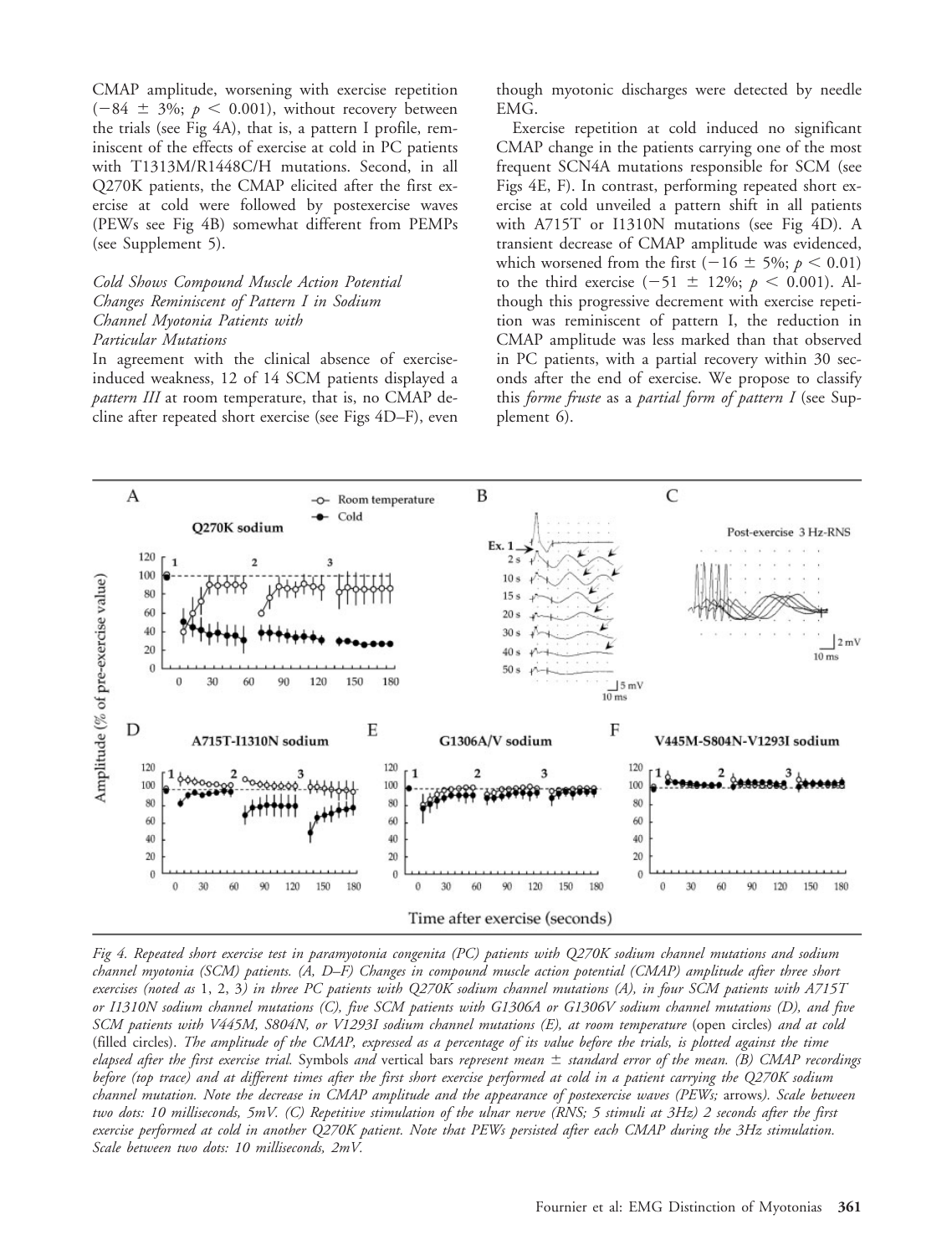CMAP amplitude, worsening with exercise repetition ($-84 \pm 3\%$; $p < 0.001$), without recovery between the trials (see Fig 4A), that is, a pattern I profile, reminiscent of the effects of exercise at cold in PC patients with T1313M/R1448C/H mutations. Second, in all Q270K patients, the CMAP elicited after the first exercise at cold were followed by postexercise waves (PEWs see Fig 4B) somewhat different from PEMPs (see Supplement 5).

### *Cold Shows Compound Muscle Action Potential Changes Reminiscent of Pattern I in Sodium Channel Myotonia Patients with Particular Mutations*

In agreement with the clinical absence of exercise-induced weakness, 12 of 14 SCM patients displayed a *pattern III* at room temperature, that is, no CMAP decline after repeated short exercise (see Figs 4D–F), even though myotonic discharges were detected by needle EMG.

Exercise repetition at cold induced no significant CMAP change in the patients carrying one of the most frequent SCN4A mutations responsible for SCM (see Figs 4E, F). In contrast, performing repeated short exercise at cold unveiled a pattern shift in all patients with A715T or I1310N mutations (see Fig 4D). A transient decrease of CMAP amplitude was evidenced, which worsened from the first ($-16 \pm 5\%$; $p < 0.01$) to the third exercise ($-51 \pm 12\%$; $p < 0.001$). Although this progressive decrement with exercise repetition was reminiscent of pattern I, the reduction in CMAP amplitude was less marked than that observed in PC patients, with a partial recovery within 30 seconds after the end of exercise. We propose to classify this *forme fruste* as a *partial form of pattern I* (see Supplement 6).

*Fig 4. Repeated short exercise test in paramyotonia congenita (PC) patients with Q270K sodium channel mutations and sodium channel myotonia (SCM) patients. (A, D–F) Changes in compound muscle action potential (CMAP) amplitude after three short exercises (noted as* 1, 2, 3*) in three PC patients with Q270K sodium channel mutations (A), in four SCM patients with A715T or I1310N sodium channel mutations (C), five SCM patients with G1306A or G1306V sodium channel mutations (D), and five SCM patients with V445M, S804N, or V1293I sodium channel mutations (E), at room temperature* (open circles) *and at cold* (filled circles)*. The amplitude of the CMAP, expressed as a percentage of its value before the trials, is plotted against the time elapsed after the first exercise trial.* Symbols *and* vertical bars *represent mean ± standard error of the mean. (B) CMAP recordings before (top trace) and at different times after the first short exercise performed at cold in a patient carrying the Q270K sodium channel mutation. Note the decrease in CMAP amplitude and the appearance of postexercise waves (PEWs;* arrows*). Scale between two dots: 10 milliseconds, 5mV. (C) Repetitive stimulation of the ulnar nerve (RNS; 5 stimuli at 3Hz) 2 seconds after the first exercise performed at cold in another Q270K patient. Note that PEWs persisted after each CMAP during the 3Hz stimulation. Scale between two dots: 10 milliseconds, 2mV.*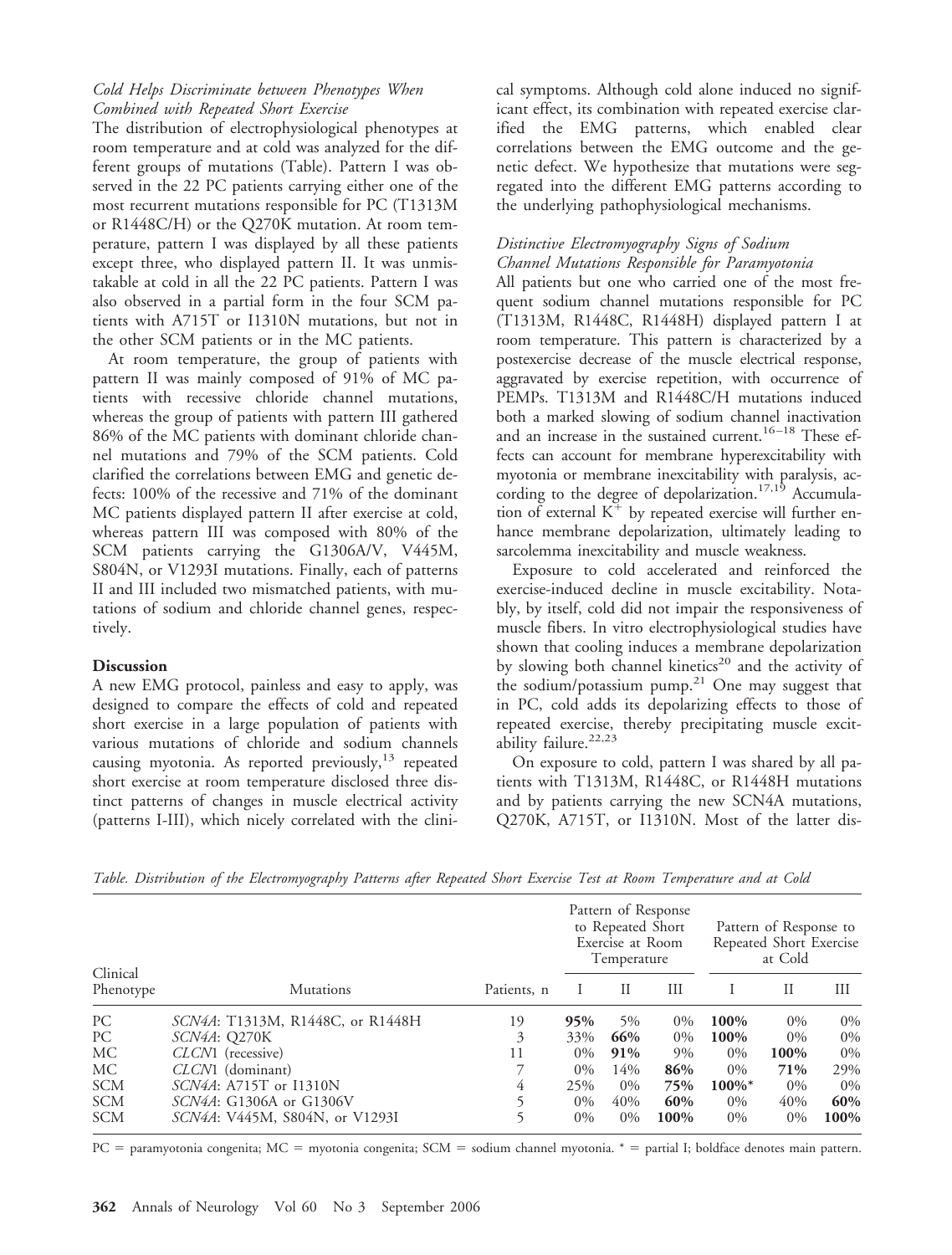*Cold Helps Discriminate between Phenotypes When Combined with Repeated Short Exercise*

The distribution of electrophysiological phenotypes at room temperature and at cold was analyzed for the different groups of mutations (Table). Pattern I was observed in the 22 PC patients carrying either one of the most recurrent mutations responsible for PC (T1313M or R1448C/H) or the Q270K mutation. At room temperature, pattern I was displayed by all these patients except three, who displayed pattern II. It was unmistakable at cold in all the 22 PC patients. Pattern I was also observed in a partial form in the four SCM patients with A715T or I1310N mutations, but not in the other SCM patients or in the MC patients.

At room temperature, the group of patients with pattern II was mainly composed of 91% of MC patients with recessive chloride channel mutations, whereas the group of patients with pattern III gathered 86% of the MC patients with dominant chloride channel mutations and 79% of the SCM patients. Cold clarified the correlations between EMG and genetic defects: 100% of the recessive and 71% of the dominant MC patients displayed pattern II after exercise at cold, whereas pattern III was composed with 80% of the SCM patients carrying the G1306A/V, V445M, S804N, or V1293I mutations. Finally, each of patterns II and III included two mismatched patients, with mutations of sodium and chloride channel genes, respectively.

## Discussion

A new EMG protocol, painless and easy to apply, was designed to compare the effects of cold and repeated short exercise in a large population of patients with various mutations of chloride and sodium channels causing myotonia. As reported previously,[13] repeated short exercise at room temperature disclosed three distinct patterns of changes in muscle electrical activity (patterns I-III), which nicely correlated with the clinical symptoms. Although cold alone induced no significant effect, its combination with repeated exercise clarified the EMG patterns, which enabled clear correlations between the EMG outcome and the genetic defect. We hypothesize that mutations were segregated into the different EMG patterns according to the underlying pathophysiological mechanisms.

*Distinctive Electromyography Signs of Sodium Channel Mutations Responsible for Paramyotonia*

All patients but one who carried one of the most frequent sodium channel mutations responsible for PC (T1313M, R1448C, R1448H) displayed pattern I at room temperature. This pattern is characterized by a postexercise decrease of the muscle electrical response, aggravated by exercise repetition, with occurrence of PEMPs. T1313M and R1448C/H mutations induced both a marked slowing of sodium channel inactivation and an increase in the sustained current.[16–18] These effects can account for membrane hyperexcitability with myotonia or membrane inexcitability with paralysis, according to the degree of depolarization.[17,19] Accumulation of external $K^+$ by repeated exercise will further enhance membrane depolarization, ultimately leading to sarcolemma inexcitability and muscle weakness.

Exposure to cold accelerated and reinforced the exercise-induced decline in muscle excitability. Notably, by itself, cold did not impair the responsiveness of muscle fibers. In vitro electrophysiological studies have shown that cooling induces a membrane depolarization by slowing both channel kinetics[20] and the activity of the sodium/potassium pump.[21] One may suggest that in PC, cold adds its depolarizing effects to those of repeated exercise, thereby precipitating muscle excitability failure.[22,23]

On exposure to cold, pattern I was shared by all patients with T1313M, R1448C, or R1448H mutations and by patients carrying the new SCN4A mutations, Q270K, A715T, or I1310N. Most of the latter dis-

*Table. Distribution of the Electromyography Patterns after Repeated Short Exercise Test at Room Temperature and at Cold*

| Clinical Phenotype | Mutations | Patients, n | Pattern of Response to Repeated Short Exercise at Room Temperature | | | Pattern of Response to Repeated Short Exercise at Cold | | |
|---|---|---|---|---|---|---|---|---|
| | | | I | II | III | I | II | III |
| PC | *SCN4A*: T1313M, R1448C, or R1448H | 19 | **95%** | 5% | 0% | **100%** | 0% | 0% |
| PC | *SCN4A*: Q270K | 3 | 33% | **66%** | 0% | **100%** | 0% | 0% |
| MC | *CLCN*1 (recessive) | 11 | 0% | **91%** | 9% | 0% | **100%** | 0% |
| MC | *CLCN*1 (dominant) | 7 | 0% | 14% | **86%** | 0% | **71%** | 29% |
| SCM | *SCN4A*: A715T or I1310N | 4 | 25% | 0% | **75%** | **100%*** | 0% | 0% |
| SCM | *SCN4A*: G1306A or G1306V | 5 | 0% | 40% | **60%** | 0% | 40% | **60%** |
| SCM | *SCN4A*: V445M, S804N, or V1293I | 5 | 0% | 0% | **100%** | 0% | 0% | **100%** |

PC = paramyotonia congenita; MC = myotonia congenita; SCM = sodium channel myotonia. * = partial I; boldface denotes main pattern.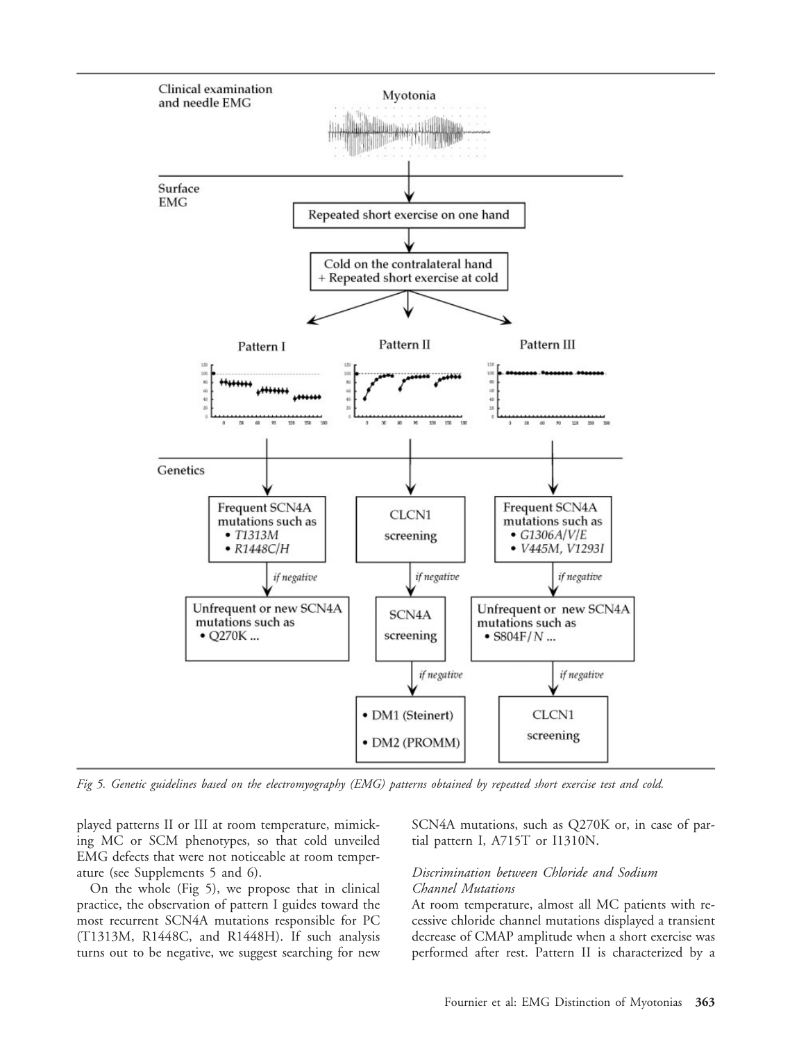Fig 5. Genetic guidelines based on the electromyography (EMG) patterns obtained by repeated short exercise test and cold.

played patterns II or III at room temperature, mimicking MC or SCM phenotypes, so that cold unveiled EMG defects that were not noticeable at room temperature (see Supplements 5 and 6).

On the whole (Fig 5), we propose that in clinical practice, the observation of pattern I guides toward the most recurrent SCN4A mutations responsible for PC (T1313M, R1448C, and R1448H). If such analysis turns out to be negative, we suggest searching for new SCN4A mutations, such as Q270K or, in case of partial pattern I, A715T or I1310N.

### *Discrimination between Chloride and Sodium Channel Mutations*

At room temperature, almost all MC patients with recessive chloride channel mutations displayed a transient decrease of CMAP amplitude when a short exercise was performed after rest. Pattern II is characterized by a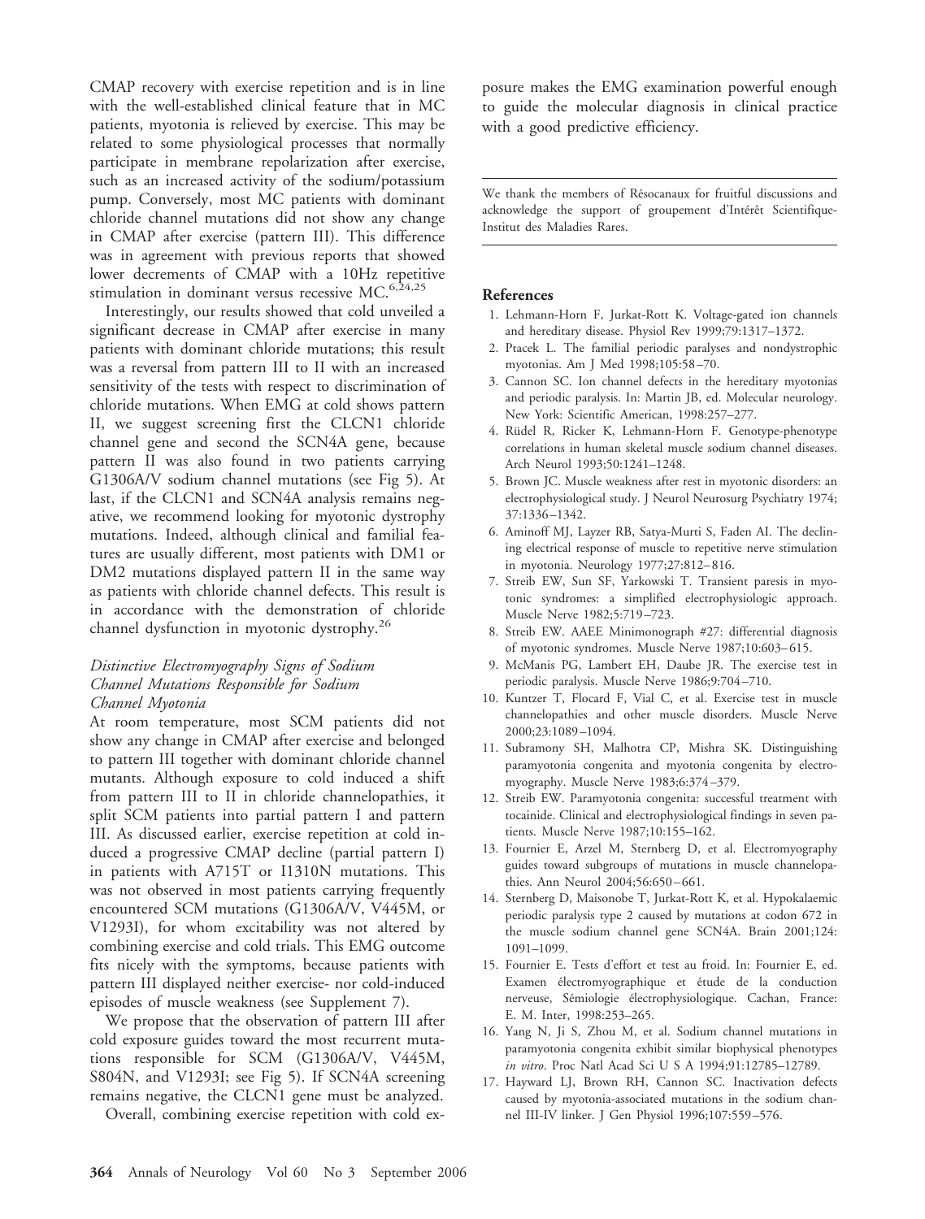CMAP recovery with exercise repetition and is in line with the well-established clinical feature that in MC patients, myotonia is relieved by exercise. This may be related to some physiological processes that normally participate in membrane repolarization after exercise, such as an increased activity of the sodium/potassium pump. Conversely, most MC patients with dominant chloride channel mutations did not show any change in CMAP after exercise (pattern III). This difference was in agreement with previous reports that showed lower decrements of CMAP with a 10Hz repetitive stimulation in dominant versus recessive MC.[6,24,25]

Interestingly, our results showed that cold unveiled a significant decrease in CMAP after exercise in many patients with dominant chloride mutations; this result was a reversal from pattern III to II with an increased sensitivity of the tests with respect to discrimination of chloride mutations. When EMG at cold shows pattern II, we suggest screening first the CLCN1 chloride channel gene and second the SCN4A gene, because pattern II was also found in two patients carrying G1306A/V sodium channel mutations (see Fig 5). At last, if the CLCN1 and SCN4A analysis remains negative, we recommend looking for myotonic dystrophy mutations. Indeed, although clinical and familial features are usually different, most patients with DM1 or DM2 mutations displayed pattern II in the same way as patients with chloride channel defects. This result is in accordance with the demonstration of chloride channel dysfunction in myotonic dystrophy.[26]

### *Distinctive Electromyography Signs of Sodium Channel Mutations Responsible for Sodium Channel Myotonia*

At room temperature, most SCM patients did not show any change in CMAP after exercise and belonged to pattern III together with dominant chloride channel mutants. Although exposure to cold induced a shift from pattern III to II in chloride channelopathies, it split SCM patients into partial pattern I and pattern III. As discussed earlier, exercise repetition at cold induced a progressive CMAP decline (partial pattern I) in patients with A715T or I1310N mutations. This was not observed in most patients carrying frequently encountered SCM mutations (G1306A/V, V445M, or V1293I), for whom excitability was not altered by combining exercise and cold trials. This EMG outcome fits nicely with the symptoms, because patients with pattern III displayed neither exercise- nor cold-induced episodes of muscle weakness (see Supplement 7).

We propose that the observation of pattern III after cold exposure guides toward the most recurrent mutations responsible for SCM (G1306A/V, V445M, S804N, and V1293I; see Fig 5). If SCN4A screening remains negative, the CLCN1 gene must be analyzed.

Overall, combining exercise repetition with cold exposure makes the EMG examination powerful enough to guide the molecular diagnosis in clinical practice with a good predictive efficiency.

---

We thank the members of Résocanaux for fruitful discussions and acknowledge the support of groupement d'Intérêt Scientifique-Institut des Maladies Rares.

---

## References

1. Lehmann-Horn F, Jurkat-Rott K. Voltage-gated ion channels and hereditary disease. Physiol Rev 1999;79:1317–1372.
2. Ptacek L. The familial periodic paralyses and nondystrophic myotonias. Am J Med 1998;105:58–70.
3. Cannon SC. Ion channel defects in the hereditary myotonias and periodic paralysis. In: Martin JB, ed. Molecular neurology. New York: Scientific American, 1998:257–277.
4. Rüdel R, Ricker K, Lehmann-Horn F. Genotype-phenotype correlations in human skeletal muscle sodium channel diseases. Arch Neurol 1993;50:1241–1248.
5. Brown JC. Muscle weakness after rest in myotonic disorders: an electrophysiological study. J Neurol Neurosurg Psychiatry 1974; 37:1336–1342.
6. Aminoff MJ, Layzer RB, Satya-Murti S, Faden AI. The declining electrical response of muscle to repetitive nerve stimulation in myotonia. Neurology 1977;27:812–816.
7. Streib EW, Sun SF, Yarkowski T. Transient paresis in myotonic syndromes: a simplified electrophysiologic approach. Muscle Nerve 1982;5:719–723.
8. Streib EW. AAEE Minimonograph #27: differential diagnosis of myotonic syndromes. Muscle Nerve 1987;10:603–615.
9. McManis PG, Lambert EH, Daube JR. The exercise test in periodic paralysis. Muscle Nerve 1986;9:704–710.
10. Kuntzer T, Flocard F, Vial C, et al. Exercise test in muscle channelopathies and other muscle disorders. Muscle Nerve 2000;23:1089–1094.
11. Subramony SH, Malhotra CP, Mishra SK. Distinguishing paramyotonia congenita and myotonia congenita by electromyography. Muscle Nerve 1983;6:374–379.
12. Streib EW. Paramyotonia congenita: successful treatment with tocainide. Clinical and electrophysiological findings in seven patients. Muscle Nerve 1987;10:155–162.
13. Fournier E, Arzel M, Sternberg D, et al. Electromyography guides toward subgroups of mutations in muscle channelopathies. Ann Neurol 2004;56:650–661.
14. Sternberg D, Maisonobe T, Jurkat-Rott K, et al. Hypokalaemic periodic paralysis type 2 caused by mutations at codon 672 in the muscle sodium channel gene SCN4A. Brain 2001;124: 1091–1099.
15. Fournier E. Tests d'effort et test au froid. In: Fournier E, ed. Examen électromyographique et étude de la conduction nerveuse, Sémiologie électrophysiologique. Cachan, France: E. M. Inter, 1998:253–265.
16. Yang N, Ji S, Zhou M, et al. Sodium channel mutations in paramyotonia congenita exhibit similar biophysical phenotypes *in vitro*. Proc Natl Acad Sci U S A 1994;91:12785–12789.
17. Hayward LJ, Brown RH, Cannon SC. Inactivation defects caused by myotonia-associated mutations in the sodium channel III-IV linker. J Gen Physiol 1996;107:559–576.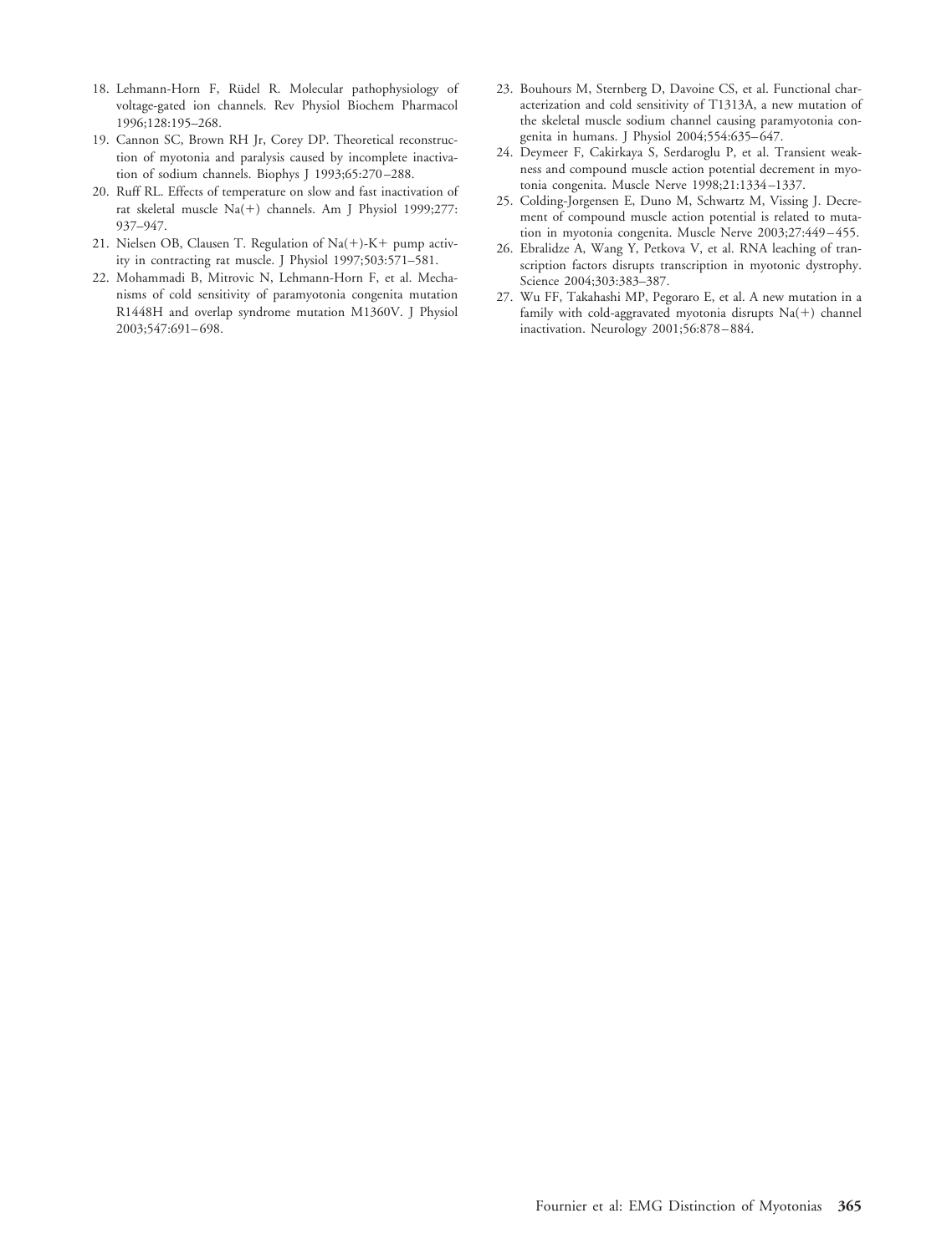18. Lehmann-Horn F, Rüdel R. Molecular pathophysiology of voltage-gated ion channels. Rev Physiol Biochem Pharmacol 1996;128:195–268.
19. Cannon SC, Brown RH Jr, Corey DP. Theoretical reconstruction of myotonia and paralysis caused by incomplete inactivation of sodium channels. Biophys J 1993;65:270–288.
20. Ruff RL. Effects of temperature on slow and fast inactivation of rat skeletal muscle Na(+) channels. Am J Physiol 1999;277: 937–947.
21. Nielsen OB, Clausen T. Regulation of Na(+)-K+ pump activity in contracting rat muscle. J Physiol 1997;503:571–581.
22. Mohammadi B, Mitrovic N, Lehmann-Horn F, et al. Mechanisms of cold sensitivity of paramyotonia congenita mutation R1448H and overlap syndrome mutation M1360V. J Physiol 2003;547:691–698.
23. Bouhours M, Sternberg D, Davoine CS, et al. Functional characterization and cold sensitivity of T1313A, a new mutation of the skeletal muscle sodium channel causing paramyotonia congenita in humans. J Physiol 2004;554:635–647.
24. Deymeer F, Cakirkaya S, Serdaroglu P, et al. Transient weakness and compound muscle action potential decrement in myotonia congenita. Muscle Nerve 1998;21:1334–1337.
25. Colding-Jorgensen E, Duno M, Schwartz M, Vissing J. Decrement of compound muscle action potential is related to mutation in myotonia congenita. Muscle Nerve 2003;27:449–455.
26. Ebralidze A, Wang Y, Petkova V, et al. RNA leaching of transcription factors disrupts transcription in myotonic dystrophy. Science 2004;303:383–387.
27. Wu FF, Takahashi MP, Pegoraro E, et al. A new mutation in a family with cold-aggravated myotonia disrupts Na(+) channel inactivation. Neurology 2001;56:878–884.